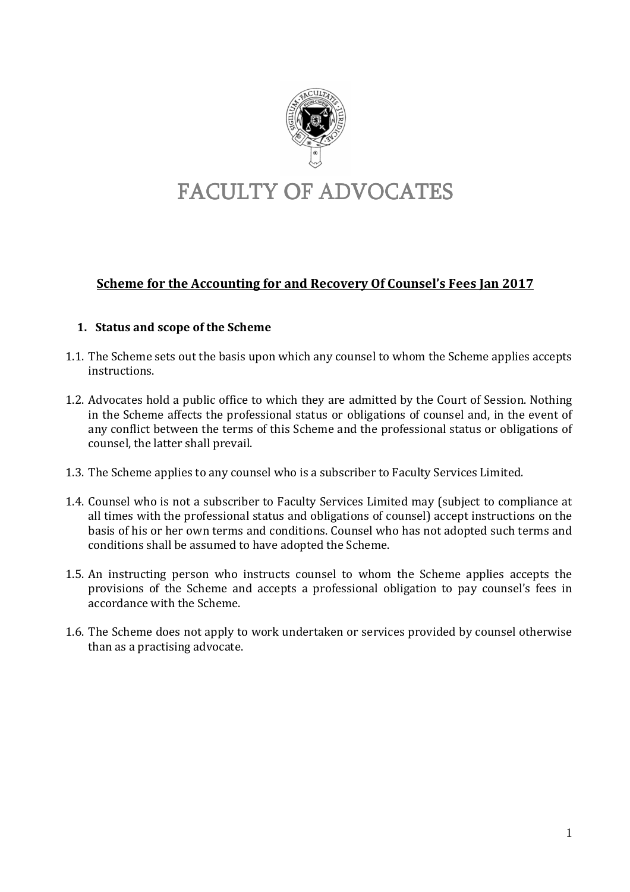# FACULTY OF ADVOCATES

## Scheme for the Accounting for and Recovery Of Counsel's Fees Jan 2017

### 1. Status and scope of the Scheme

1.1. The Scheme sets out the basis upon which any counsel to whom the Scheme applies accepts instructions.

1.2. Advocates hold a public office to which they are admitted by the Court of Session. Nothing in the Scheme affects the professional status or obligations of counsel and, in the event of any conflict between the terms of this Scheme and the professional status or obligations of counsel, the latter shall prevail.

1.3. The Scheme applies to any counsel who is a subscriber to Faculty Services Limited.

1.4. Counsel who is not a subscriber to Faculty Services Limited may (subject to compliance at all times with the professional status and obligations of counsel) accept instructions on the basis of his or her own terms and conditions. Counsel who has not adopted such terms and conditions shall be assumed to have adopted the Scheme.

1.5. An instructing person who instructs counsel to whom the Scheme applies accepts the provisions of the Scheme and accepts a professional obligation to pay counsel's fees in accordance with the Scheme.

1.6. The Scheme does not apply to work undertaken or services provided by counsel otherwise than as a practising advocate.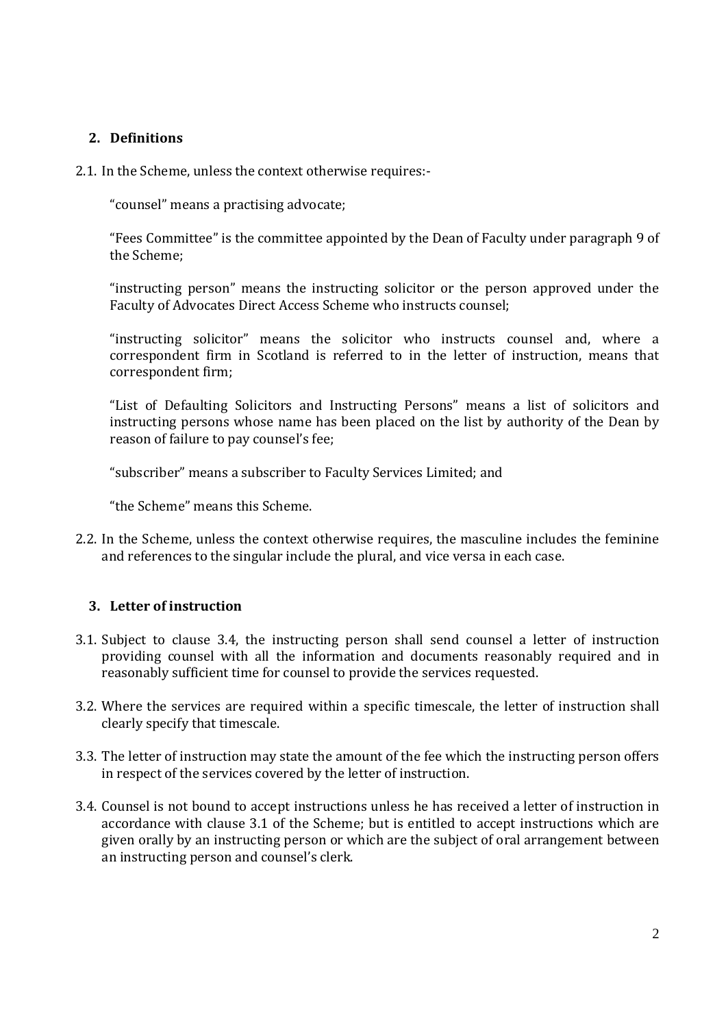## 2. Definitions

2.1. In the Scheme, unless the context otherwise requires:-

“counsel” means a practising advocate;

“Fees Committee” is the committee appointed by the Dean of Faculty under paragraph 9 of the Scheme;

“instructing person” means the instructing solicitor or the person approved under the Faculty of Advocates Direct Access Scheme who instructs counsel;

“instructing solicitor” means the solicitor who instructs counsel and, where a correspondent firm in Scotland is referred to in the letter of instruction, means that correspondent firm;

“List of Defaulting Solicitors and Instructing Persons” means a list of solicitors and instructing persons whose name has been placed on the list by authority of the Dean by reason of failure to pay counsel’s fee;

“subscriber” means a subscriber to Faculty Services Limited; and

“the Scheme” means this Scheme.

2.2. In the Scheme, unless the context otherwise requires, the masculine includes the feminine and references to the singular include the plural, and vice versa in each case.

## 3. Letter of instruction

3.1. Subject to clause 3.4, the instructing person shall send counsel a letter of instruction providing counsel with all the information and documents reasonably required and in reasonably sufficient time for counsel to provide the services requested.

3.2. Where the services are required within a specific timescale, the letter of instruction shall clearly specify that timescale.

3.3. The letter of instruction may state the amount of the fee which the instructing person offers in respect of the services covered by the letter of instruction.

3.4. Counsel is not bound to accept instructions unless he has received a letter of instruction in accordance with clause 3.1 of the Scheme; but is entitled to accept instructions which are given orally by an instructing person or which are the subject of oral arrangement between an instructing person and counsel’s clerk.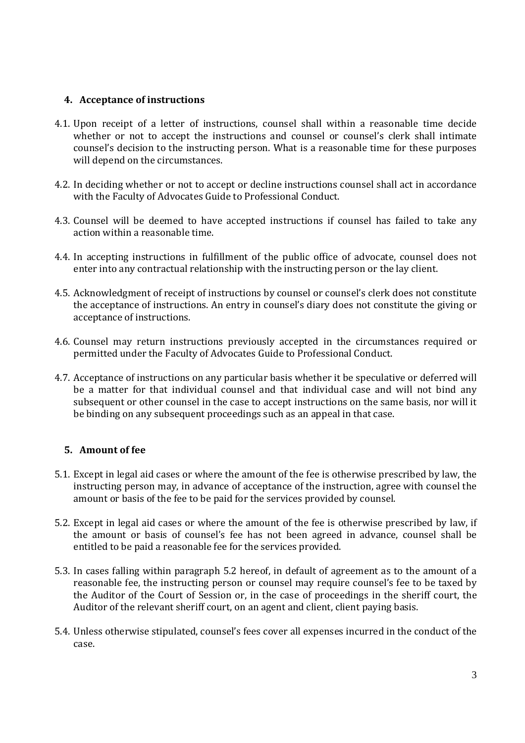## 4. Acceptance of instructions

4.1. Upon receipt of a letter of instructions, counsel shall within a reasonable time decide whether or not to accept the instructions and counsel or counsel's clerk shall intimate counsel's decision to the instructing person. What is a reasonable time for these purposes will depend on the circumstances.

4.2. In deciding whether or not to accept or decline instructions counsel shall act in accordance with the Faculty of Advocates Guide to Professional Conduct.

4.3. Counsel will be deemed to have accepted instructions if counsel has failed to take any action within a reasonable time.

4.4. In accepting instructions in fulfillment of the public office of advocate, counsel does not enter into any contractual relationship with the instructing person or the lay client.

4.5. Acknowledgment of receipt of instructions by counsel or counsel's clerk does not constitute the acceptance of instructions. An entry in counsel's diary does not constitute the giving or acceptance of instructions.

4.6. Counsel may return instructions previously accepted in the circumstances required or permitted under the Faculty of Advocates Guide to Professional Conduct.

4.7. Acceptance of instructions on any particular basis whether it be speculative or deferred will be a matter for that individual counsel and that individual case and will not bind any subsequent or other counsel in the case to accept instructions on the same basis, nor will it be binding on any subsequent proceedings such as an appeal in that case.

## 5. Amount of fee

5.1. Except in legal aid cases or where the amount of the fee is otherwise prescribed by law, the instructing person may, in advance of acceptance of the instruction, agree with counsel the amount or basis of the fee to be paid for the services provided by counsel.

5.2. Except in legal aid cases or where the amount of the fee is otherwise prescribed by law, if the amount or basis of counsel's fee has not been agreed in advance, counsel shall be entitled to be paid a reasonable fee for the services provided.

5.3. In cases falling within paragraph 5.2 hereof, in default of agreement as to the amount of a reasonable fee, the instructing person or counsel may require counsel's fee to be taxed by the Auditor of the Court of Session or, in the case of proceedings in the sheriff court, the Auditor of the relevant sheriff court, on an agent and client, client paying basis.

5.4. Unless otherwise stipulated, counsel's fees cover all expenses incurred in the conduct of the case.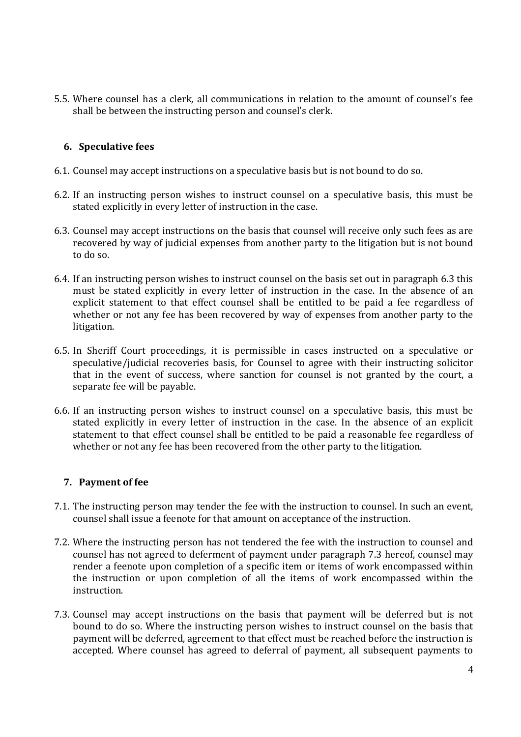5.5. Where counsel has a clerk, all communications in relation to the amount of counsel's fee shall be between the instructing person and counsel's clerk.

## 6. Speculative fees

6.1. Counsel may accept instructions on a speculative basis but is not bound to do so.

6.2. If an instructing person wishes to instruct counsel on a speculative basis, this must be stated explicitly in every letter of instruction in the case.

6.3. Counsel may accept instructions on the basis that counsel will receive only such fees as are recovered by way of judicial expenses from another party to the litigation but is not bound to do so.

6.4. If an instructing person wishes to instruct counsel on the basis set out in paragraph 6.3 this must be stated explicitly in every letter of instruction in the case. In the absence of an explicit statement to that effect counsel shall be entitled to be paid a fee regardless of whether or not any fee has been recovered by way of expenses from another party to the litigation.

6.5. In Sheriff Court proceedings, it is permissible in cases instructed on a speculative or speculative/judicial recoveries basis, for Counsel to agree with their instructing solicitor that in the event of success, where sanction for counsel is not granted by the court, a separate fee will be payable.

6.6. If an instructing person wishes to instruct counsel on a speculative basis, this must be stated explicitly in every letter of instruction in the case. In the absence of an explicit statement to that effect counsel shall be entitled to be paid a reasonable fee regardless of whether or not any fee has been recovered from the other party to the litigation.

## 7. Payment of fee

7.1. The instructing person may tender the fee with the instruction to counsel. In such an event, counsel shall issue a feenote for that amount on acceptance of the instruction.

7.2. Where the instructing person has not tendered the fee with the instruction to counsel and counsel has not agreed to deferment of payment under paragraph 7.3 hereof, counsel may render a feenote upon completion of a specific item or items of work encompassed within the instruction or upon completion of all the items of work encompassed within the instruction.

7.3. Counsel may accept instructions on the basis that payment will be deferred but is not bound to do so. Where the instructing person wishes to instruct counsel on the basis that payment will be deferred, agreement to that effect must be reached before the instruction is accepted. Where counsel has agreed to deferral of payment, all subsequent payments to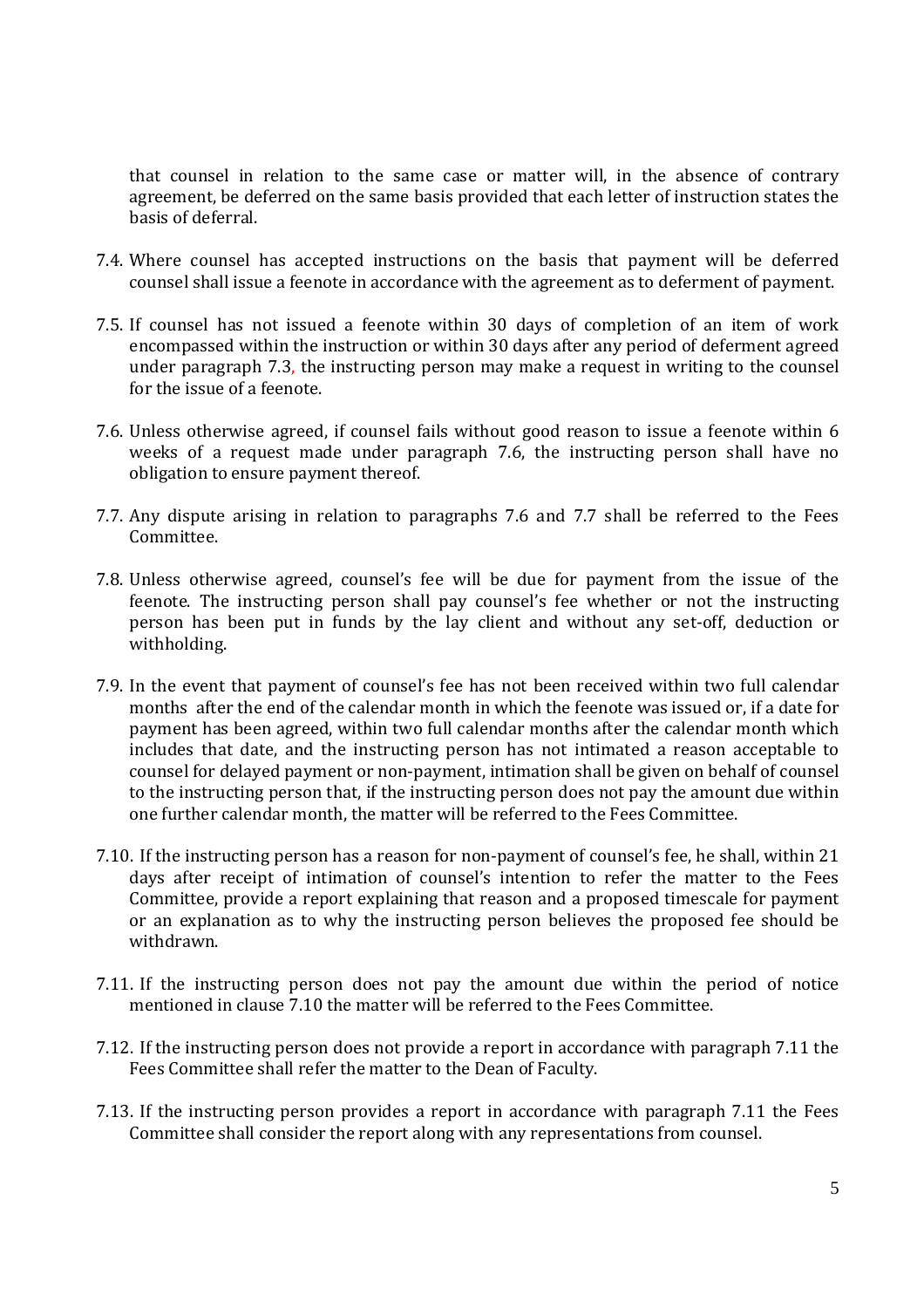that counsel in relation to the same case or matter will, in the absence of contrary agreement, be deferred on the same basis provided that each letter of instruction states the basis of deferral.

7.4. Where counsel has accepted instructions on the basis that payment will be deferred counsel shall issue a feenote in accordance with the agreement as to deferment of payment.

7.5. If counsel has not issued a feenote within 30 days of completion of an item of work encompassed within the instruction or within 30 days after any period of deferment agreed under paragraph 7.3, the instructing person may make a request in writing to the counsel for the issue of a feenote.

7.6. Unless otherwise agreed, if counsel fails without good reason to issue a feenote within 6 weeks of a request made under paragraph 7.6, the instructing person shall have no obligation to ensure payment thereof.

7.7. Any dispute arising in relation to paragraphs 7.6 and 7.7 shall be referred to the Fees Committee.

7.8. Unless otherwise agreed, counsel's fee will be due for payment from the issue of the feenote. The instructing person shall pay counsel's fee whether or not the instructing person has been put in funds by the lay client and without any set-off, deduction or withholding.

7.9. In the event that payment of counsel's fee has not been received within two full calendar months after the end of the calendar month in which the feenote was issued or, if a date for payment has been agreed, within two full calendar months after the calendar month which includes that date, and the instructing person has not intimated a reason acceptable to counsel for delayed payment or non-payment, intimation shall be given on behalf of counsel to the instructing person that, if the instructing person does not pay the amount due within one further calendar month, the matter will be referred to the Fees Committee.

7.10. If the instructing person has a reason for non-payment of counsel's fee, he shall, within 21 days after receipt of intimation of counsel's intention to refer the matter to the Fees Committee, provide a report explaining that reason and a proposed timescale for payment or an explanation as to why the instructing person believes the proposed fee should be withdrawn.

7.11. If the instructing person does not pay the amount due within the period of notice mentioned in clause 7.10 the matter will be referred to the Fees Committee.

7.12. If the instructing person does not provide a report in accordance with paragraph 7.11 the Fees Committee shall refer the matter to the Dean of Faculty.

7.13. If the instructing person provides a report in accordance with paragraph 7.11 the Fees Committee shall consider the report along with any representations from counsel.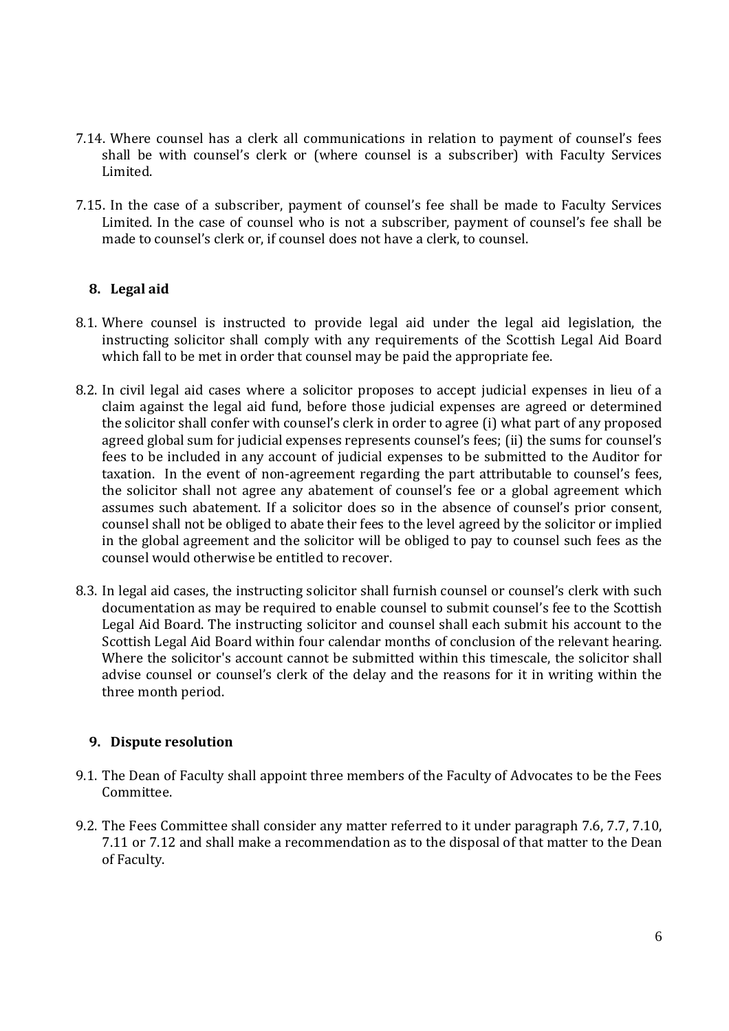7.14. Where counsel has a clerk all communications in relation to payment of counsel's fees shall be with counsel's clerk or (where counsel is a subscriber) with Faculty Services Limited.

7.15. In the case of a subscriber, payment of counsel's fee shall be made to Faculty Services Limited. In the case of counsel who is not a subscriber, payment of counsel's fee shall be made to counsel's clerk or, if counsel does not have a clerk, to counsel.

## 8. Legal aid

8.1. Where counsel is instructed to provide legal aid under the legal aid legislation, the instructing solicitor shall comply with any requirements of the Scottish Legal Aid Board which fall to be met in order that counsel may be paid the appropriate fee.

8.2. In civil legal aid cases where a solicitor proposes to accept judicial expenses in lieu of a claim against the legal aid fund, before those judicial expenses are agreed or determined the solicitor shall confer with counsel's clerk in order to agree (i) what part of any proposed agreed global sum for judicial expenses represents counsel's fees; (ii) the sums for counsel's fees to be included in any account of judicial expenses to be submitted to the Auditor for taxation. In the event of non-agreement regarding the part attributable to counsel's fees, the solicitor shall not agree any abatement of counsel's fee or a global agreement which assumes such abatement. If a solicitor does so in the absence of counsel's prior consent, counsel shall not be obliged to abate their fees to the level agreed by the solicitor or implied in the global agreement and the solicitor will be obliged to pay to counsel such fees as the counsel would otherwise be entitled to recover.

8.3. In legal aid cases, the instructing solicitor shall furnish counsel or counsel's clerk with such documentation as may be required to enable counsel to submit counsel's fee to the Scottish Legal Aid Board. The instructing solicitor and counsel shall each submit his account to the Scottish Legal Aid Board within four calendar months of conclusion of the relevant hearing. Where the solicitor's account cannot be submitted within this timescale, the solicitor shall advise counsel or counsel's clerk of the delay and the reasons for it in writing within the three month period.

## 9. Dispute resolution

9.1. The Dean of Faculty shall appoint three members of the Faculty of Advocates to be the Fees Committee.

9.2. The Fees Committee shall consider any matter referred to it under paragraph 7.6, 7.7, 7.10, 7.11 or 7.12 and shall make a recommendation as to the disposal of that matter to the Dean of Faculty.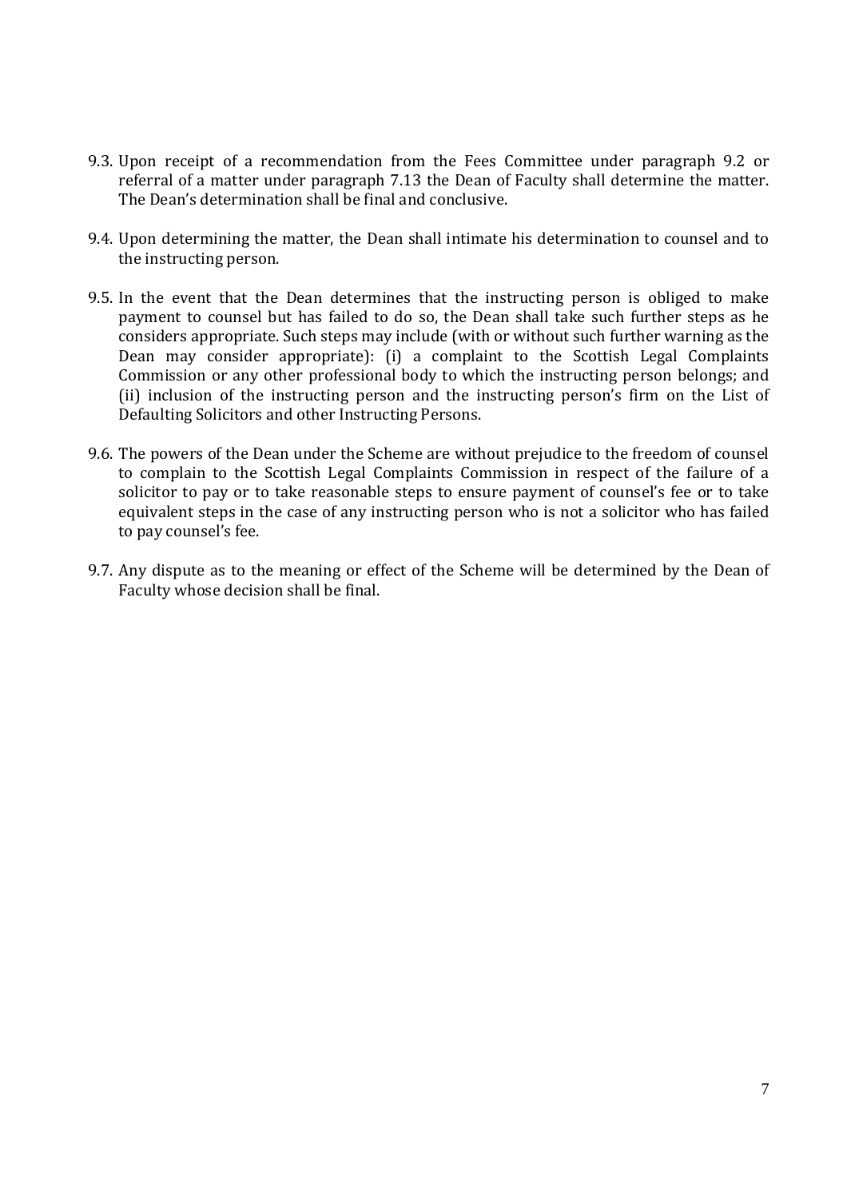9.3. Upon receipt of a recommendation from the Fees Committee under paragraph 9.2 or referral of a matter under paragraph 7.13 the Dean of Faculty shall determine the matter. The Dean's determination shall be final and conclusive.

9.4. Upon determining the matter, the Dean shall intimate his determination to counsel and to the instructing person.

9.5. In the event that the Dean determines that the instructing person is obliged to make payment to counsel but has failed to do so, the Dean shall take such further steps as he considers appropriate. Such steps may include (with or without such further warning as the Dean may consider appropriate): (i) a complaint to the Scottish Legal Complaints Commission or any other professional body to which the instructing person belongs; and (ii) inclusion of the instructing person and the instructing person's firm on the List of Defaulting Solicitors and other Instructing Persons.

9.6. The powers of the Dean under the Scheme are without prejudice to the freedom of counsel to complain to the Scottish Legal Complaints Commission in respect of the failure of a solicitor to pay or to take reasonable steps to ensure payment of counsel's fee or to take equivalent steps in the case of any instructing person who is not a solicitor who has failed to pay counsel's fee.

9.7. Any dispute as to the meaning or effect of the Scheme will be determined by the Dean of Faculty whose decision shall be final.